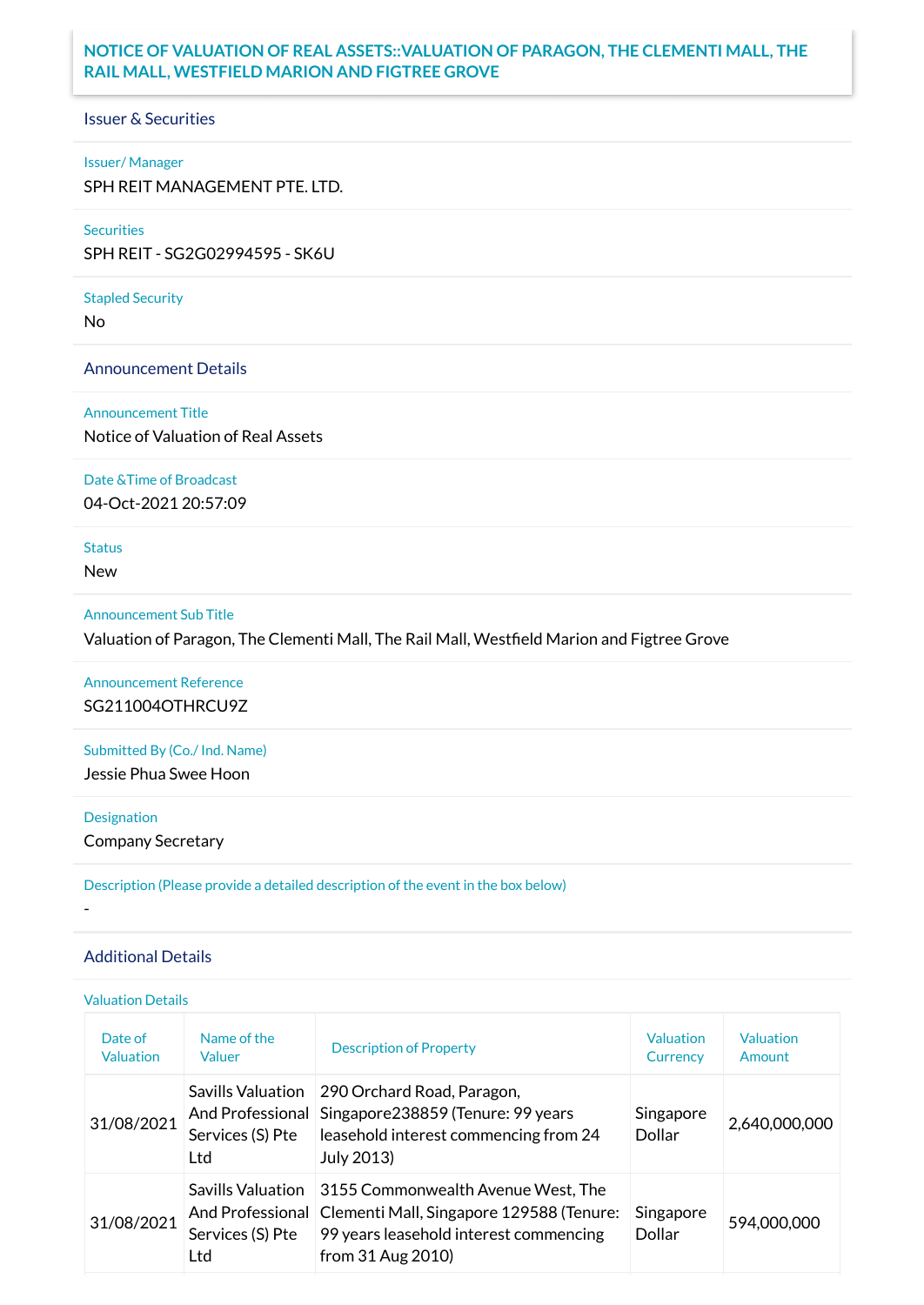# NOTICE OF VALUATION OF REAL ASSETS::VALUATION OF PARAGON, THE CLEMENTI MALL, THE RAIL MALL, WESTFIELD MARION AND FIGTREE GROVE

## Issuer & Securities

**Issuer/ Manager**

SPH REIT MANAGEMENT PTE. LTD.

**Securities**

SPH REIT - SG2G02994595 - SK6U

**Stapled Security**

No

## Announcement Details

**Announcement Title**

Notice of Valuation of Real Assets

**Date &Time of Broadcast**

04-Oct-2021 20:57:09

**Status**

New

**Announcement Sub Title**

Valuation of Paragon, The Clementi Mall, The Rail Mall, Westfield Marion and Figtree Grove

**Announcement Reference**

SG211004OTHRCU9Z

**Submitted By (Co./ Ind. Name)**

Jessie Phua Swee Hoon

**Designation**

Company Secretary

**Description (Please provide a detailed description of the event in the box below)**

-

## Additional Details

**Valuation Details**

| Date of Valuation | Name of the Valuer | Description of Property | Valuation Currency | Valuation Amount |
|---|---|---|---|---|
| 31/08/2021 | Savills Valuation And Professional Services (S) Pte Ltd | 290 Orchard Road, Paragon, Singapore238859 (Tenure: 99 years leasehold interest commencing from 24 July 2013) | Singapore Dollar | 2,640,000,000 |
| 31/08/2021 | Savills Valuation And Professional Services (S) Pte Ltd | 3155 Commonwealth Avenue West, The Clementi Mall, Singapore 129588 (Tenure: 99 years leasehold interest commencing from 31 Aug 2010) | Singapore Dollar | 594,000,000 |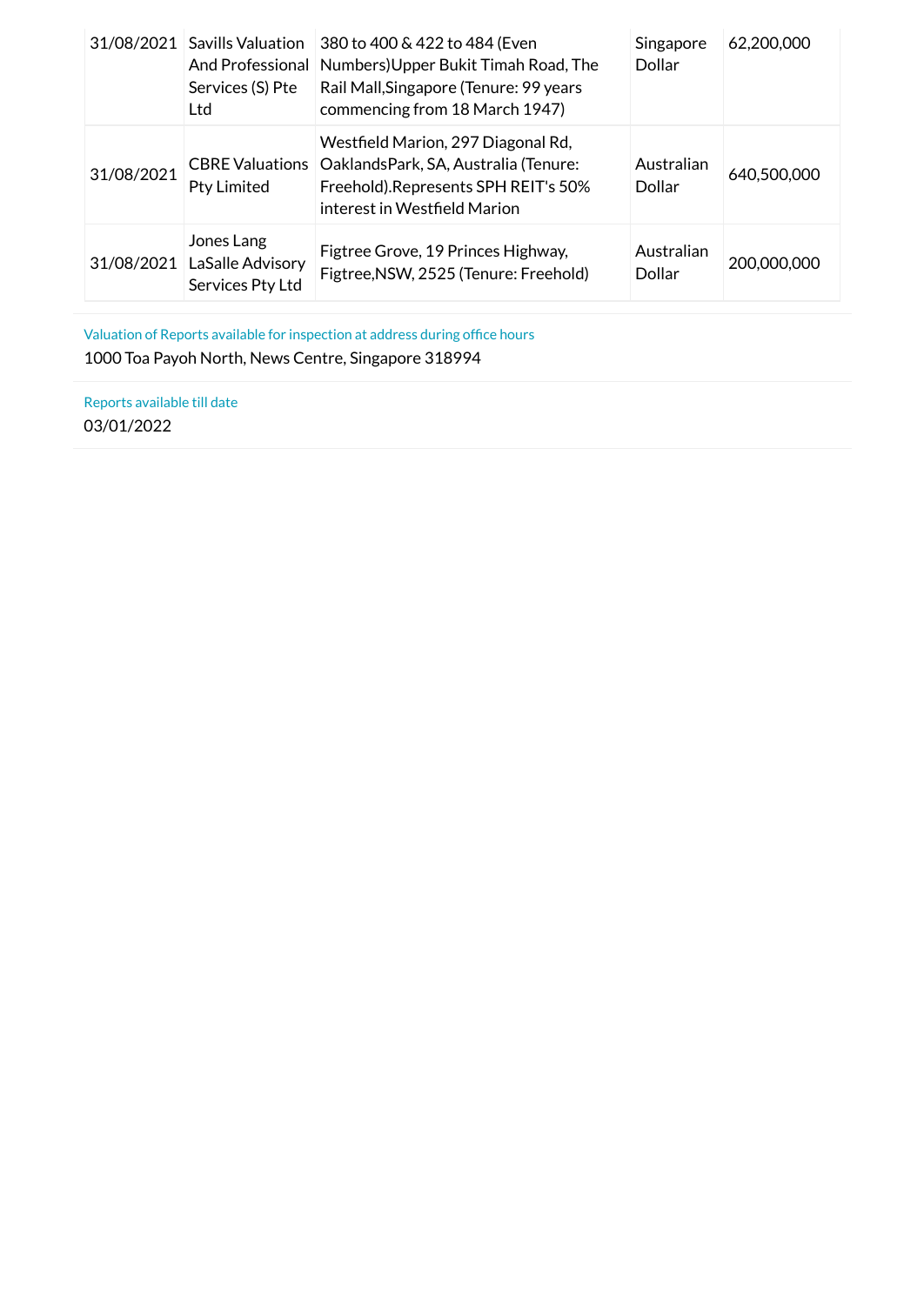| | | | | |
|---|---|---|---|---|
| 31/08/2021 | Savills Valuation And Professional Services (S) Pte Ltd | 380 to 400 & 422 to 484 (Even Numbers)Upper Bukit Timah Road, The Rail Mall,Singapore (Tenure: 99 years commencing from 18 March 1947) | Singapore Dollar | 62,200,000 |
| 31/08/2021 | CBRE Valuations Pty Limited | Westfield Marion, 297 Diagonal Rd, OaklandsPark, SA, Australia (Tenure: Freehold).Represents SPH REIT's 50% interest in Westfield Marion | Australian Dollar | 640,500,000 |
| 31/08/2021 | Jones Lang LaSalle Advisory Services Pty Ltd | Figtree Grove, 19 Princes Highway, Figtree,NSW, 2525 (Tenure: Freehold) | Australian Dollar | 200,000,000 |

Valuation of Reports available for inspection at address during office hours

1000 Toa Payoh North, News Centre, Singapore 318994

Reports available till date

03/01/2022